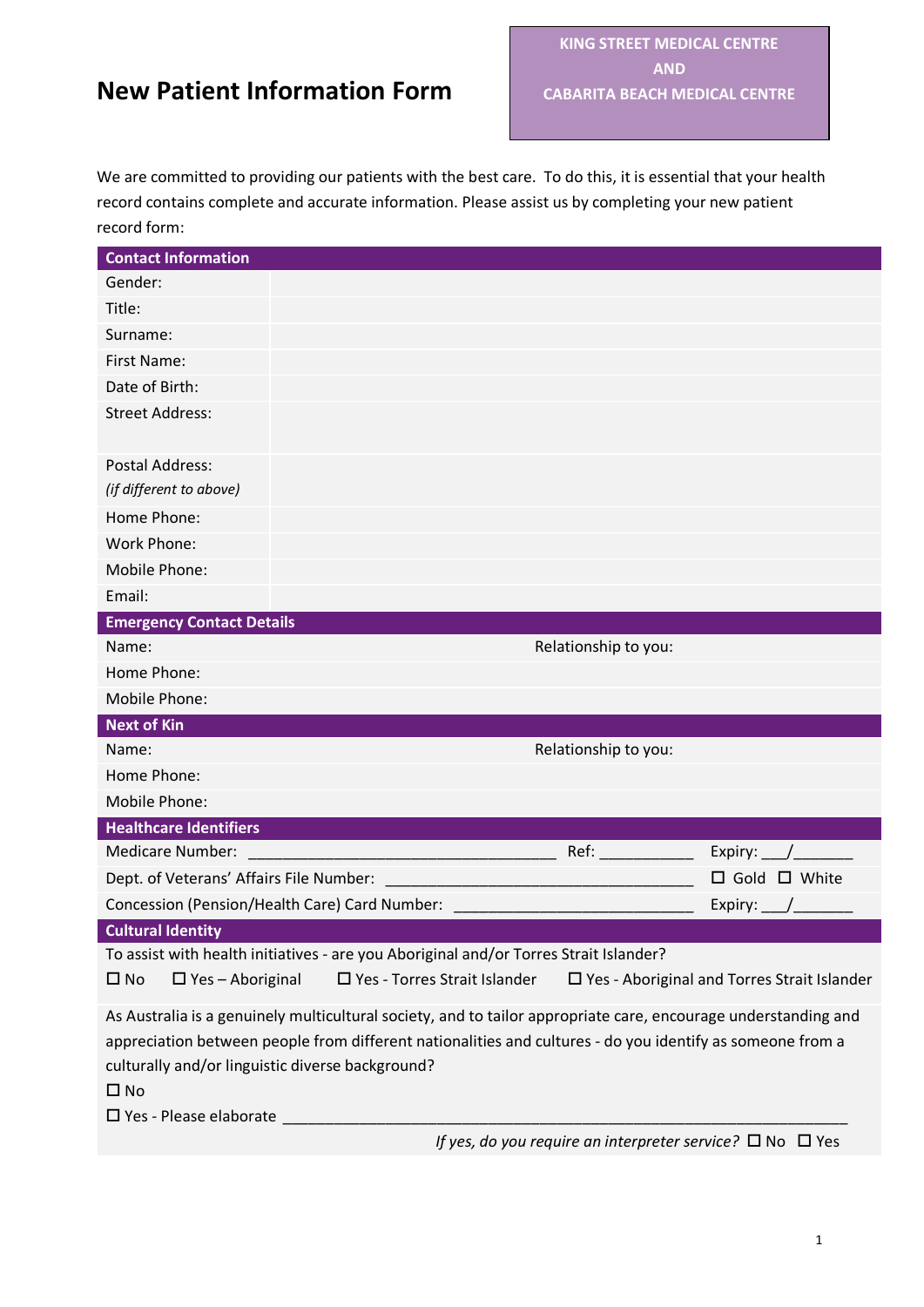# New Patient Information Form

**KING STREET MEDICAL CENTRE AND CABARITA BEACH MEDICAL CENTRE**

We are committed to providing our patients with the best care. To do this, it is essential that your health record contains complete and accurate information. Please assist us by completing your new patient record form:

| **Contact Information** | |
|---|---|
| Gender: | |
| Title: | |
| Surname: | |
| First Name: | |
| Date of Birth: | |
| Street Address: | |
| Postal Address: *(if different to above)* | |
| Home Phone: | |
| Work Phone: | |
| Mobile Phone: | |
| Email: | |

| **Emergency Contact Details** | |
|---|---|
| Name: | Relationship to you: |
| Home Phone: | |
| Mobile Phone: | |

| **Next of Kin** | |
|---|---|
| Name: | Relationship to you: |
| Home Phone: | |
| Mobile Phone: | |

**Healthcare Identifiers**

Medicare Number: ______________________________ Ref: __________ Expiry: ___/______

Dept. of Veterans' Affairs File Number: ______________________________ ☐ Gold ☐ White

Concession (Pension/Health Care) Card Number: ________________________ Expiry: ___/______

**Cultural Identity**

To assist with health initiatives - are you Aboriginal and/or Torres Strait Islander?

☐ No ☐ Yes – Aboriginal ☐ Yes - Torres Strait Islander ☐ Yes - Aboriginal and Torres Strait Islander

As Australia is a genuinely multicultural society, and to tailor appropriate care, encourage understanding and appreciation between people from different nationalities and cultures - do you identify as someone from a culturally and/or linguistic diverse background?

☐ No

☐ Yes - Please elaborate ____________________________________________________________

*If yes, do you require an interpreter service?* ☐ No ☐ Yes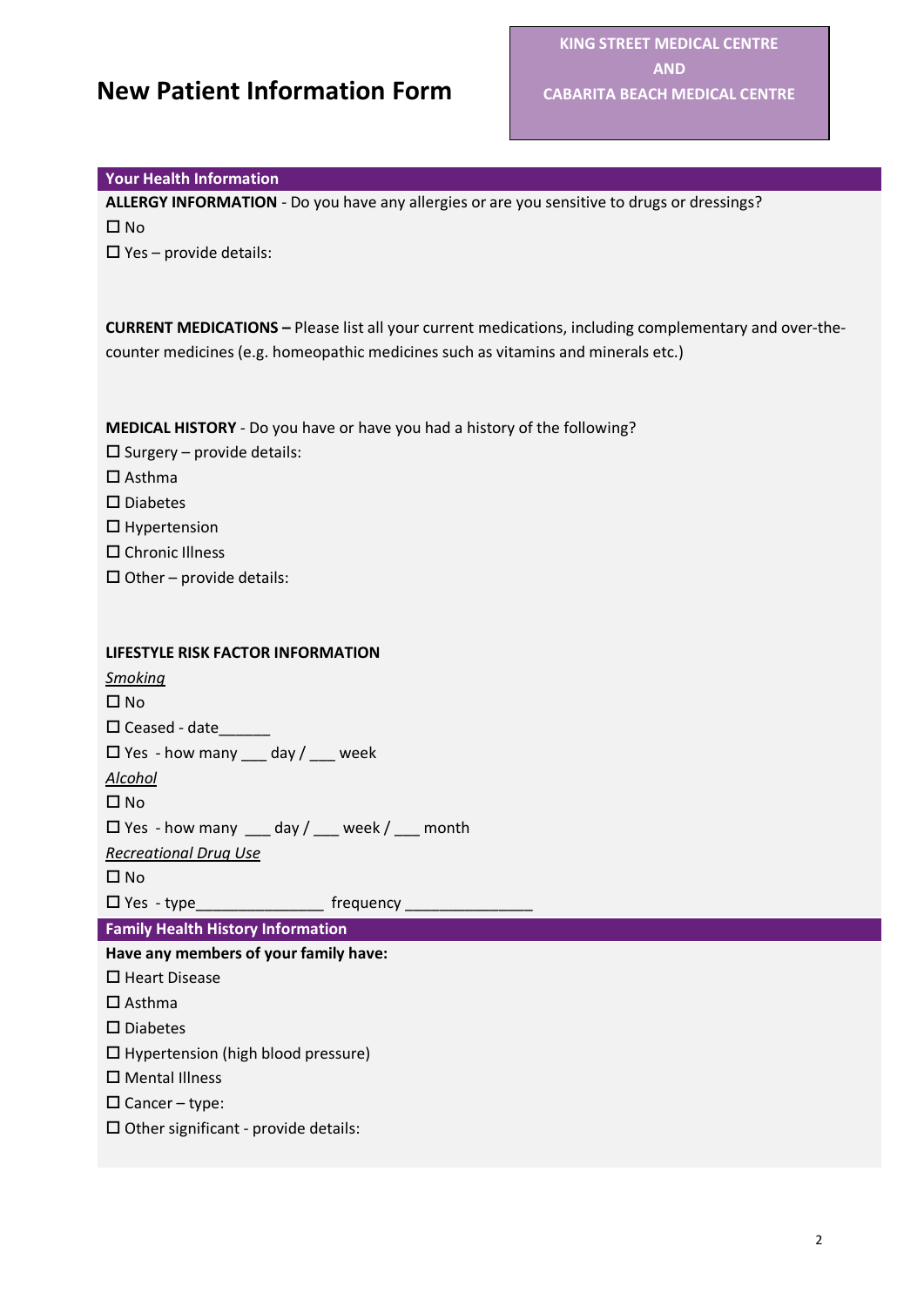# New Patient Information Form

**KING STREET MEDICAL CENTRE**
**AND**
**CABARITA BEACH MEDICAL CENTRE**

## Your Health Information

**ALLERGY INFORMATION** - Do you have any allergies or are you sensitive to drugs or dressings?

☐ No

☐ Yes – provide details:

**CURRENT MEDICATIONS –** Please list all your current medications, including complementary and over-the-counter medicines (e.g. homeopathic medicines such as vitamins and minerals etc.)

**MEDICAL HISTORY** - Do you have or have you had a history of the following?

☐ Surgery – provide details:

☐ Asthma

☐ Diabetes

☐ Hypertension

☐ Chronic Illness

☐ Other – provide details:

**LIFESTYLE RISK FACTOR INFORMATION**

*Smoking*

☐ No

☐ Ceased - date______

☐ Yes - how many ___ day / ___ week

*Alcohol*

☐ No

☐ Yes - how many ___ day / ___ week / ___ month

*Recreational Drug Use*

☐ No

☐ Yes - type_______________ frequency _______________

## Family Health History Information

**Have any members of your family have:**

☐ Heart Disease

☐ Asthma

☐ Diabetes

☐ Hypertension (high blood pressure)

☐ Mental Illness

☐ Cancer – type:

☐ Other significant - provide details: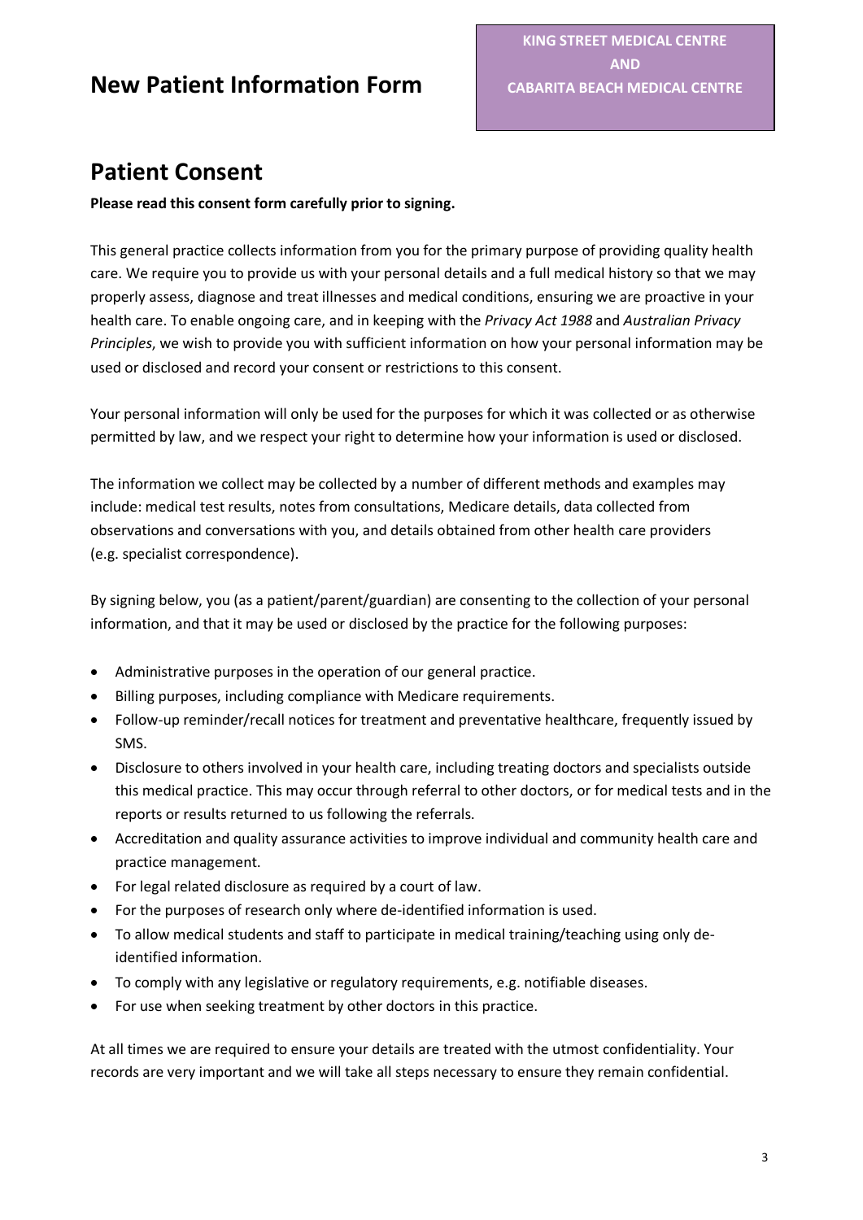# New Patient Information Form

**KING STREET MEDICAL CENTRE**
**AND**
**CABARITA BEACH MEDICAL CENTRE**

## Patient Consent

**Please read this consent form carefully prior to signing.**

This general practice collects information from you for the primary purpose of providing quality health care. We require you to provide us with your personal details and a full medical history so that we may properly assess, diagnose and treat illnesses and medical conditions, ensuring we are proactive in your health care. To enable ongoing care, and in keeping with the *Privacy Act 1988* and *Australian Privacy Principles*, we wish to provide you with sufficient information on how your personal information may be used or disclosed and record your consent or restrictions to this consent.

Your personal information will only be used for the purposes for which it was collected or as otherwise permitted by law, and we respect your right to determine how your information is used or disclosed.

The information we collect may be collected by a number of different methods and examples may include: medical test results, notes from consultations, Medicare details, data collected from observations and conversations with you, and details obtained from other health care providers (e.g. specialist correspondence).

By signing below, you (as a patient/parent/guardian) are consenting to the collection of your personal information, and that it may be used or disclosed by the practice for the following purposes:

- Administrative purposes in the operation of our general practice.
- Billing purposes, including compliance with Medicare requirements.
- Follow-up reminder/recall notices for treatment and preventative healthcare, frequently issued by SMS.
- Disclosure to others involved in your health care, including treating doctors and specialists outside this medical practice. This may occur through referral to other doctors, or for medical tests and in the reports or results returned to us following the referrals.
- Accreditation and quality assurance activities to improve individual and community health care and practice management.
- For legal related disclosure as required by a court of law.
- For the purposes of research only where de-identified information is used.
- To allow medical students and staff to participate in medical training/teaching using only de-identified information.
- To comply with any legislative or regulatory requirements, e.g. notifiable diseases.
- For use when seeking treatment by other doctors in this practice.

At all times we are required to ensure your details are treated with the utmost confidentiality. Your records are very important and we will take all steps necessary to ensure they remain confidential.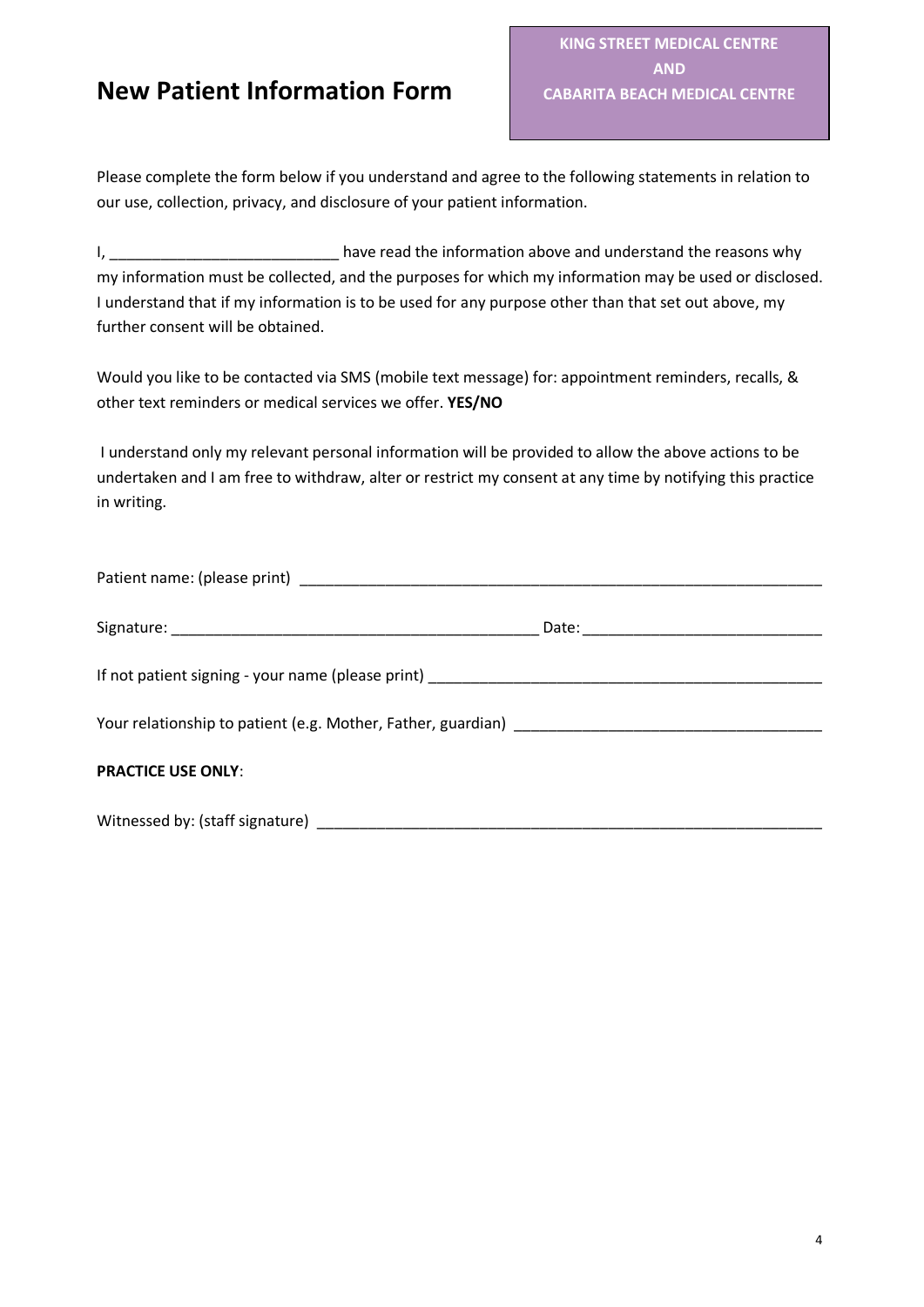# New Patient Information Form

**KING STREET MEDICAL CENTRE**
**AND**
**CABARITA BEACH MEDICAL CENTRE**

Please complete the form below if you understand and agree to the following statements in relation to our use, collection, privacy, and disclosure of your patient information.

I, ___________________________ have read the information above and understand the reasons why my information must be collected, and the purposes for which my information may be used or disclosed. I understand that if my information is to be used for any purpose other than that set out above, my further consent will be obtained.

Would you like to be contacted via SMS (mobile text message) for: appointment reminders, recalls, & other text reminders or medical services we offer. **YES/NO**

I understand only my relevant personal information will be provided to allow the above actions to be undertaken and I am free to withdraw, alter or restrict my consent at any time by notifying this practice in writing.

Patient name: (please print) ________________________________________________________________

Signature: ____________________________________________ Date: ____________________________

If not patient signing - your name (please print) ________________________________________________

Your relationship to patient (e.g. Mother, Father, guardian) ____________________________________

**PRACTICE USE ONLY**:

Witnessed by: (staff signature) ______________________________________________________________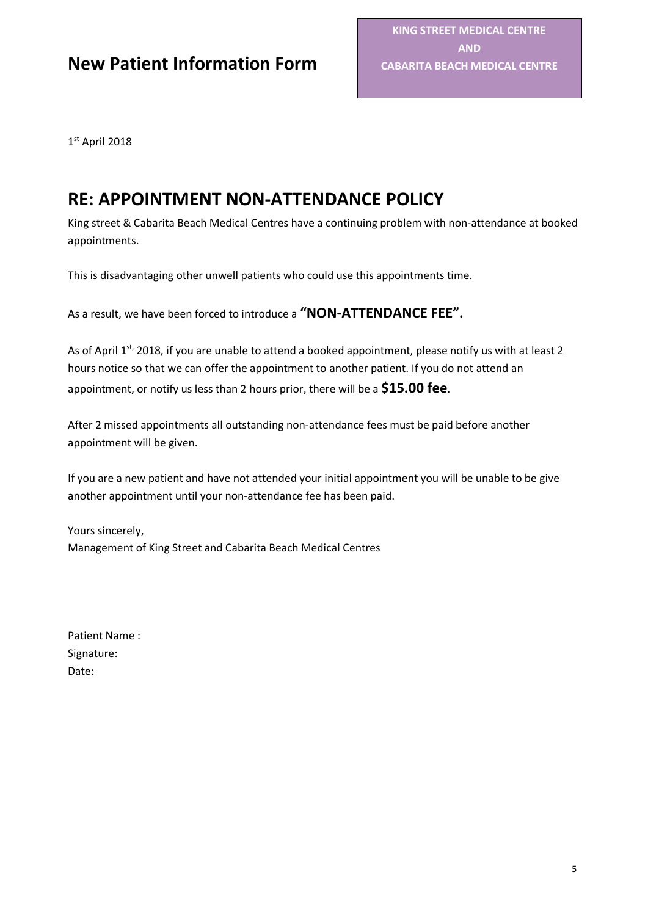# New Patient Information Form

**KING STREET MEDICAL CENTRE**
**AND**
**CABARITA BEACH MEDICAL CENTRE**

1st April 2018

## RE: APPOINTMENT NON-ATTENDANCE POLICY

King street & Cabarita Beach Medical Centres have a continuing problem with non-attendance at booked appointments.

This is disadvantaging other unwell patients who could use this appointments time.

As a result, we have been forced to introduce a **"NON-ATTENDANCE FEE".**

As of April 1st, 2018, if you are unable to attend a booked appointment, please notify us with at least 2 hours notice so that we can offer the appointment to another patient. If you do not attend an appointment, or notify us less than 2 hours prior, there will be a **$15.00 fee**.

After 2 missed appointments all outstanding non-attendance fees must be paid before another appointment will be given.

If you are a new patient and have not attended your initial appointment you will be unable to be give another appointment until your non-attendance fee has been paid.

Yours sincerely,
Management of King Street and Cabarita Beach Medical Centres

Patient Name :
Signature:
Date: